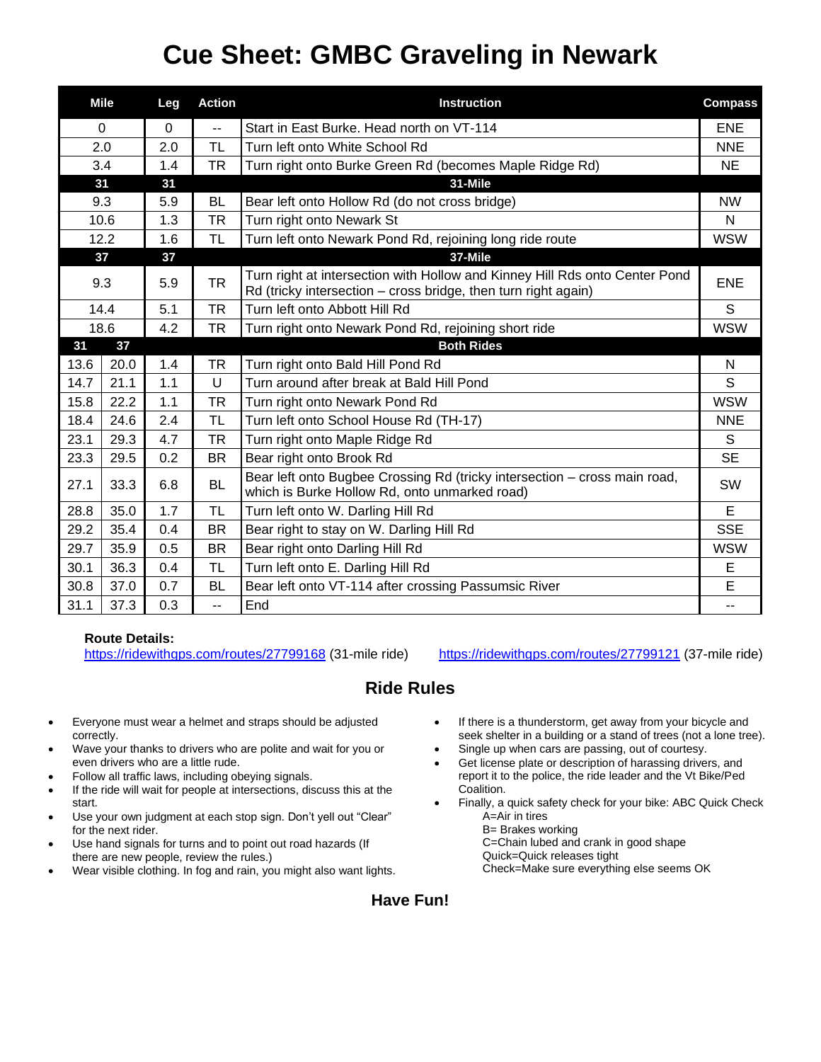# Cue Sheet: GMBC Graveling in Newark

| Mile | | Leg | Action | Instruction | Compass |
|---|---|---|---|---|---|
| 0 | | 0 | -- | Start in East Burke. Head north on VT-114 | ENE |
| 2.0 | | 2.0 | TL | Turn left onto White School Rd | NNE |
| 3.4 | | 1.4 | TR | Turn right onto Burke Green Rd (becomes Maple Ridge Rd) | NE |
| **31** | | **31** | | **31-Mile** | |
| 9.3 | | 5.9 | BL | Bear left onto Hollow Rd (do not cross bridge) | NW |
| 10.6 | | 1.3 | TR | Turn right onto Newark St | N |
| 12.2 | | 1.6 | TL | Turn left onto Newark Pond Rd, rejoining long ride route | WSW |
| **37** | | **37** | | **37-Mile** | |
| 9.3 | | 5.9 | TR | Turn right at intersection with Hollow and Kinney Hill Rds onto Center Pond Rd (tricky intersection – cross bridge, then turn right again) | ENE |
| 14.4 | | 5.1 | TR | Turn left onto Abbott Hill Rd | S |
| 18.6 | | 4.2 | TR | Turn right onto Newark Pond Rd, rejoining short ride | WSW |
| **31** | **37** | | | **Both Rides** | |
| 13.6 | 20.0 | 1.4 | TR | Turn right onto Bald Hill Pond Rd | N |
| 14.7 | 21.1 | 1.1 | U | Turn around after break at Bald Hill Pond | S |
| 15.8 | 22.2 | 1.1 | TR | Turn right onto Newark Pond Rd | WSW |
| 18.4 | 24.6 | 2.4 | TL | Turn left onto School House Rd (TH-17) | NNE |
| 23.1 | 29.3 | 4.7 | TR | Turn right onto Maple Ridge Rd | S |
| 23.3 | 29.5 | 0.2 | BR | Bear right onto Brook Rd | SE |
| 27.1 | 33.3 | 6.8 | BL | Bear left onto Bugbee Crossing Rd (tricky intersection – cross main road, which is Burke Hollow Rd, onto unmarked road) | SW |
| 28.8 | 35.0 | 1.7 | TL | Turn left onto W. Darling Hill Rd | E |
| 29.2 | 35.4 | 0.4 | BR | Bear right to stay on W. Darling Hill Rd | SSE |
| 29.7 | 35.9 | 0.5 | BR | Bear right onto Darling Hill Rd | WSW |
| 30.1 | 36.3 | 0.4 | TL | Turn left onto E. Darling Hill Rd | E |
| 30.8 | 37.0 | 0.7 | BL | Bear left onto VT-114 after crossing Passumsic River | E |
| 31.1 | 37.3 | 0.3 | -- | End | -- |

**Route Details:**
https://ridewithgps.com/routes/27799168 (31-mile ride)    https://ridewithgps.com/routes/27799121 (37-mile ride)

## Ride Rules

- Everyone must wear a helmet and straps should be adjusted correctly.
- Wave your thanks to drivers who are polite and wait for you or even drivers who are a little rude.
- Follow all traffic laws, including obeying signals.
- If the ride will wait for people at intersections, discuss this at the start.
- Use your own judgment at each stop sign. Don't yell out "Clear" for the next rider.
- Use hand signals for turns and to point out road hazards (If there are new people, review the rules.)
- Wear visible clothing. In fog and rain, you might also want lights.
- If there is a thunderstorm, get away from your bicycle and seek shelter in a building or a stand of trees (not a lone tree).
- Single up when cars are passing, out of courtesy.
- Get license plate or description of harassing drivers, and report it to the police, the ride leader and the Vt Bike/Ped Coalition.
- Finally, a quick safety check for your bike: ABC Quick Check
  - A=Air in tires
  - B= Brakes working
  - C=Chain lubed and crank in good shape
  - Quick=Quick releases tight
  - Check=Make sure everything else seems OK

**Have Fun!**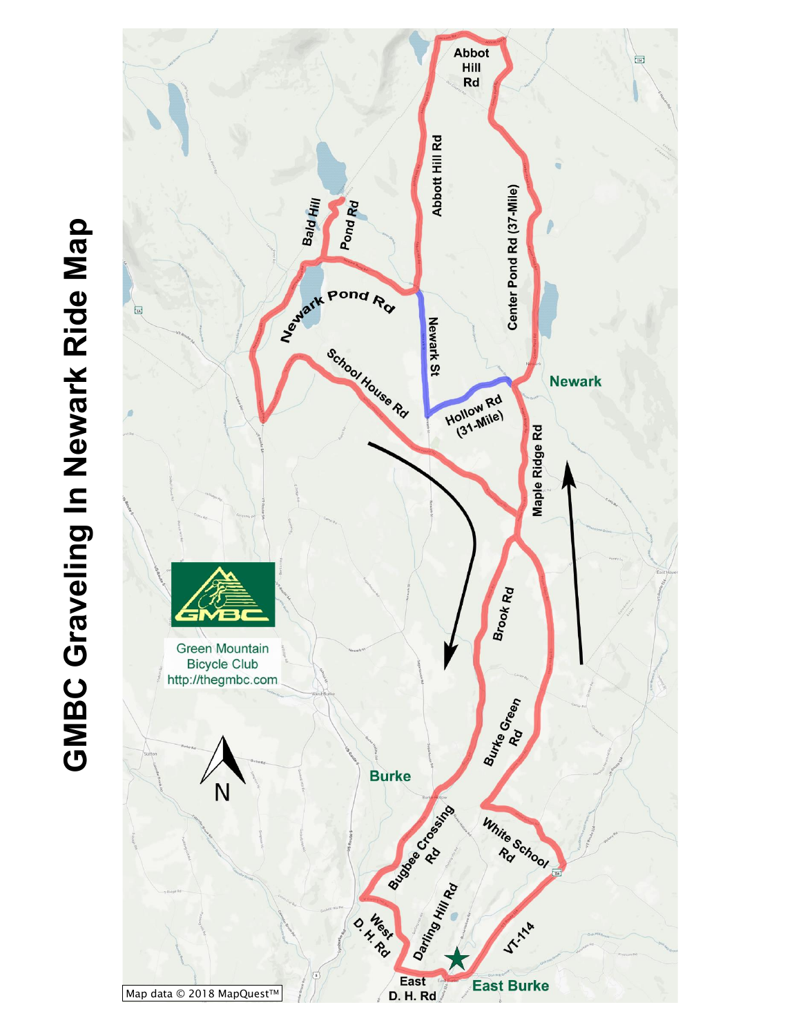# GMBC Graveling In Newark Ride Map

Abbot Hill Rd

Abbott Hill Rd

Bald Hill

Pond Rd

Newark Pond Rd

Center Pond Rd (37-Mile)

Newark St

School House Rd

Hollow Rd (31-Mile)

Newark

Maple Ridge Rd

Brook Rd

Burke Green Rd

Green Mountain Bicycle Club
http://thegmbc.com

N

Burke

Bugbee Crossing Rd

White School Rd

Darling Hill Rd

West D. H. Rd

VT-114

East D. H. Rd

East Burke

Map data © 2018 MapQuest™